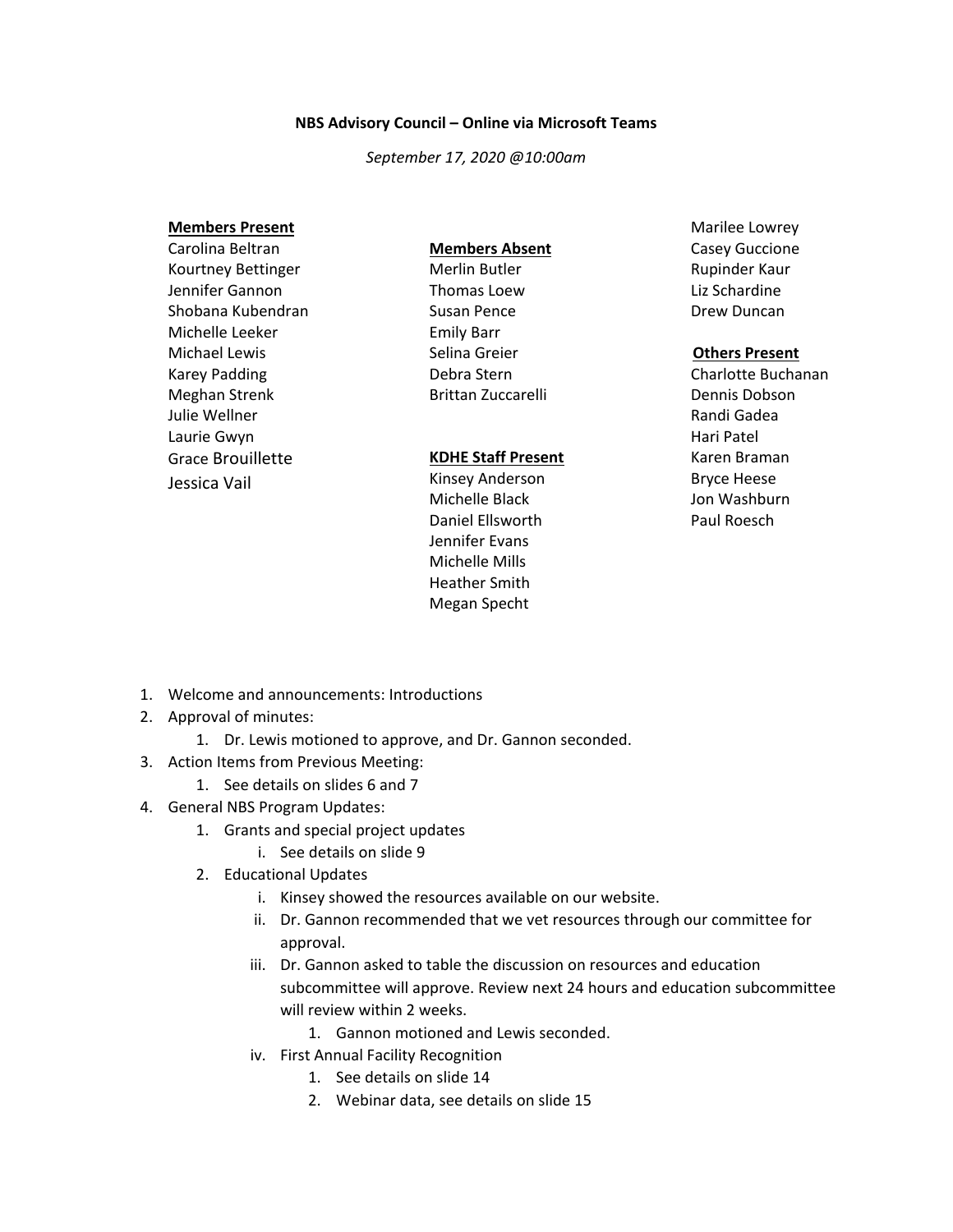**NBS Advisory Council – Online via Microsoft Teams**

*September 17, 2020 @10:00am*

**Members Present**

Carolina Beltran
Kourtney Bettinger
Jennifer Gannon
Shobana Kubendran
Michelle Leeker
Michael Lewis
Karey Padding
Meghan Strenk
Julie Wellner
Laurie Gwyn
Grace Brouillette
Jessica Vail

**Members Absent**

Merlin Butler
Thomas Loew
Susan Pence
Emily Barr
Selina Greier
Debra Stern
Brittan Zuccarelli

**KDHE Staff Present**

Kinsey Anderson
Michelle Black
Daniel Ellsworth
Jennifer Evans
Michelle Mills
Heather Smith
Megan Specht
Marilee Lowrey
Casey Guccione
Rupinder Kaur
Liz Schardine
Drew Duncan

**Others Present**

Charlotte Buchanan
Dennis Dobson
Randi Gadea
Hari Patel
Karen Braman
Bryce Heese
Jon Washburn
Paul Roesch

1. Welcome and announcements: Introductions
2. Approval of minutes:
    1. Dr. Lewis motioned to approve, and Dr. Gannon seconded.
3. Action Items from Previous Meeting:
    1. See details on slides 6 and 7
4. General NBS Program Updates:
    1. Grants and special project updates
        i. See details on slide 9
    2. Educational Updates
        i. Kinsey showed the resources available on our website.
        ii. Dr. Gannon recommended that we vet resources through our committee for approval.
        iii. Dr. Gannon asked to table the discussion on resources and education subcommittee will approve. Review next 24 hours and education subcommittee will review within 2 weeks.
            1. Gannon motioned and Lewis seconded.
        iv. First Annual Facility Recognition
            1. See details on slide 14
            2. Webinar data, see details on slide 15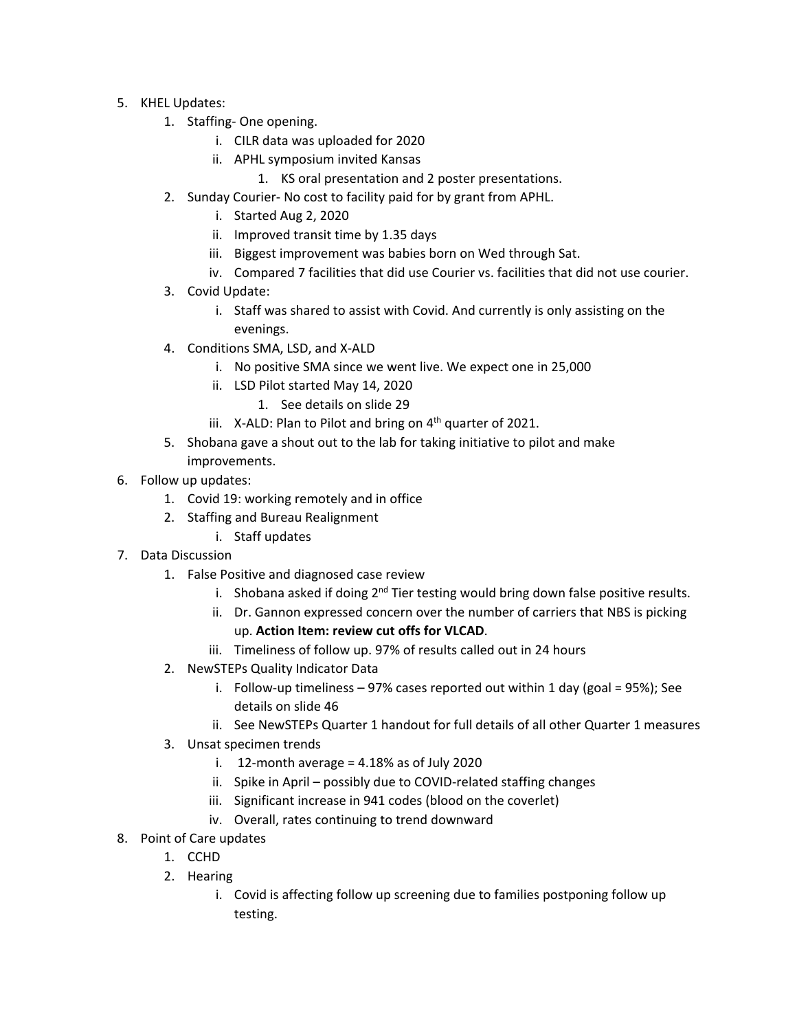5. KHEL Updates:
    1. Staffing- One opening.
        i. CILR data was uploaded for 2020
        ii. APHL symposium invited Kansas
            1. KS oral presentation and 2 poster presentations.
    2. Sunday Courier- No cost to facility paid for by grant from APHL.
        i. Started Aug 2, 2020
        ii. Improved transit time by 1.35 days
        iii. Biggest improvement was babies born on Wed through Sat.
        iv. Compared 7 facilities that did use Courier vs. facilities that did not use courier.
    3. Covid Update:
        i. Staff was shared to assist with Covid. And currently is only assisting on the evenings.
    4. Conditions SMA, LSD, and X-ALD
        i. No positive SMA since we went live. We expect one in 25,000
        ii. LSD Pilot started May 14, 2020
            1. See details on slide 29
        iii. X-ALD: Plan to Pilot and bring on 4th quarter of 2021.
    5. Shobana gave a shout out to the lab for taking initiative to pilot and make improvements.
6. Follow up updates:
    1. Covid 19: working remotely and in office
    2. Staffing and Bureau Realignment
        i. Staff updates
7. Data Discussion
    1. False Positive and diagnosed case review
        i. Shobana asked if doing 2nd Tier testing would bring down false positive results.
        ii. Dr. Gannon expressed concern over the number of carriers that NBS is picking up. **Action Item: review cut offs for VLCAD**.
        iii. Timeliness of follow up. 97% of results called out in 24 hours
    2. NewSTEPs Quality Indicator Data
        i. Follow-up timeliness – 97% cases reported out within 1 day (goal = 95%); See details on slide 46
        ii. See NewSTEPs Quarter 1 handout for full details of all other Quarter 1 measures
    3. Unsat specimen trends
        i. 12-month average = 4.18% as of July 2020
        ii. Spike in April – possibly due to COVID-related staffing changes
        iii. Significant increase in 941 codes (blood on the coverlet)
        iv. Overall, rates continuing to trend downward
8. Point of Care updates
    1. CCHD
    2. Hearing
        i. Covid is affecting follow up screening due to families postponing follow up testing.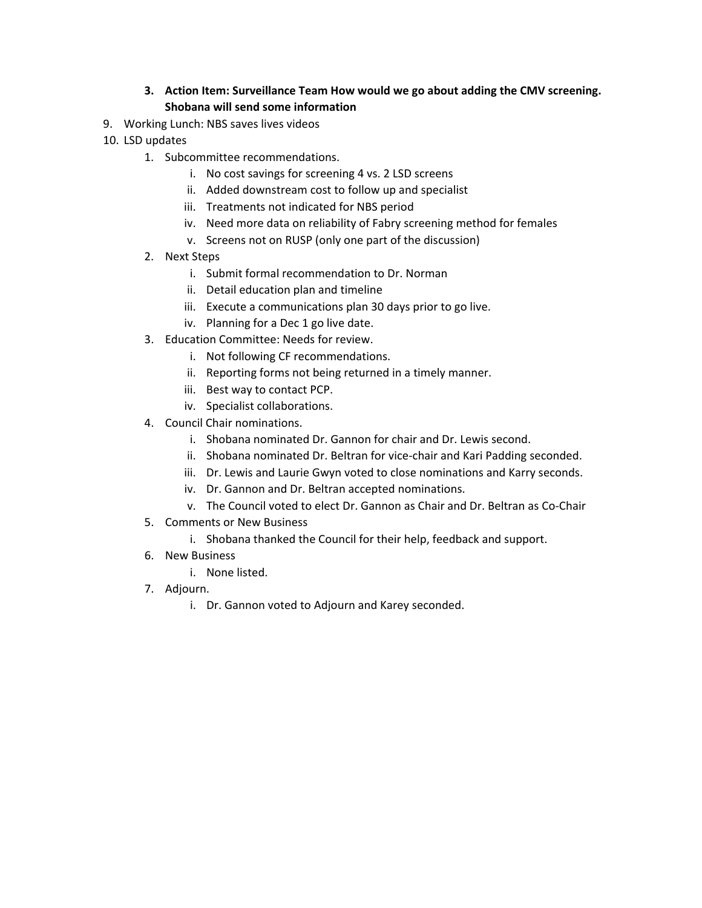3. **Action Item: Surveillance Team How would we go about adding the CMV screening. Shobana will send some information**

9. Working Lunch: NBS saves lives videos
10. LSD updates
    1. Subcommittee recommendations.
        i. No cost savings for screening 4 vs. 2 LSD screens
        ii. Added downstream cost to follow up and specialist
        iii. Treatments not indicated for NBS period
        iv. Need more data on reliability of Fabry screening method for females
        v. Screens not on RUSP (only one part of the discussion)
    2. Next Steps
        i. Submit formal recommendation to Dr. Norman
        ii. Detail education plan and timeline
        iii. Execute a communications plan 30 days prior to go live.
        iv. Planning for a Dec 1 go live date.
    3. Education Committee: Needs for review.
        i. Not following CF recommendations.
        ii. Reporting forms not being returned in a timely manner.
        iii. Best way to contact PCP.
        iv. Specialist collaborations.
    4. Council Chair nominations.
        i. Shobana nominated Dr. Gannon for chair and Dr. Lewis second.
        ii. Shobana nominated Dr. Beltran for vice-chair and Kari Padding seconded.
        iii. Dr. Lewis and Laurie Gwyn voted to close nominations and Karry seconds.
        iv. Dr. Gannon and Dr. Beltran accepted nominations.
        v. The Council voted to elect Dr. Gannon as Chair and Dr. Beltran as Co-Chair
    5. Comments or New Business
        i. Shobana thanked the Council for their help, feedback and support.
    6. New Business
        i. None listed.
    7. Adjourn.
        i. Dr. Gannon voted to Adjourn and Karey seconded.